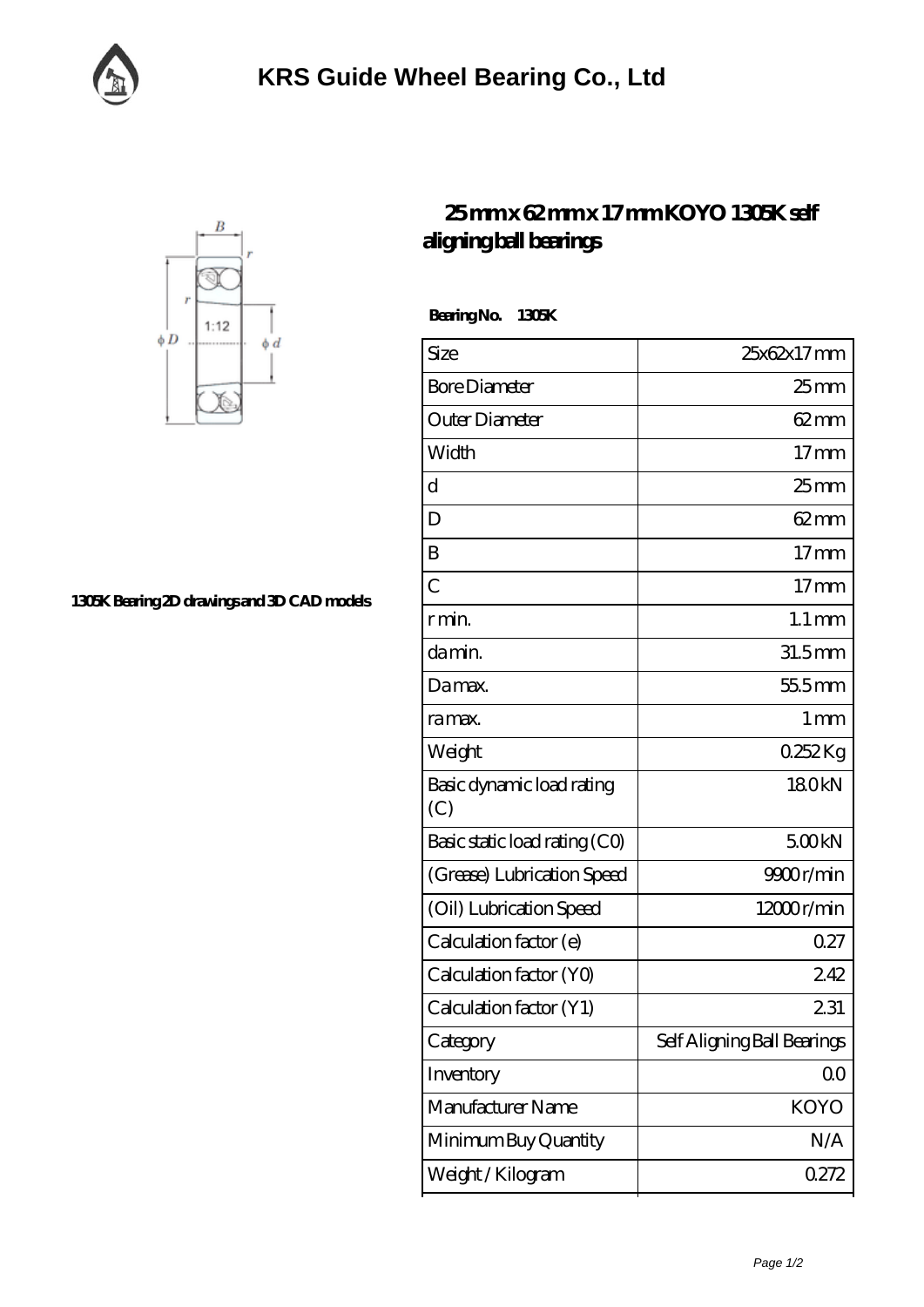# KRS Guide Wheel Bearing Co., Ltd

1305K Bearing 2D drawings and 3D CAD models

## 25 mm x 62 mm x 17 mm KOYO 1305K self aligning ball bearings

**Bearing No. 1305K**

| Size | 25x62x17 mm |
|---|---|
| Bore Diameter | 25 mm |
| Outer Diameter | 62 mm |
| Width | 17 mm |
| d | 25 mm |
| D | 62 mm |
| B | 17 mm |
| C | 17 mm |
| r min. | 1.1 mm |
| da min. | 31.5 mm |
| Da max. | 55.5 mm |
| ra max. | 1 mm |
| Weight | 0.252 Kg |
| Basic dynamic load rating (C) | 18.0 kN |
| Basic static load rating (C0) | 5.00 kN |
| (Grease) Lubrication Speed | 9900 r/min |
| (Oil) Lubrication Speed | 12000 r/min |
| Calculation factor (e) | 0.27 |
| Calculation factor (Y0) | 2.42 |
| Calculation factor (Y1) | 2.31 |
| Category | Self Aligning Ball Bearings |
| Inventory | 0.0 |
| Manufacturer Name | KOYO |
| Minimum Buy Quantity | N/A |
| Weight / Kilogram | 0.272 |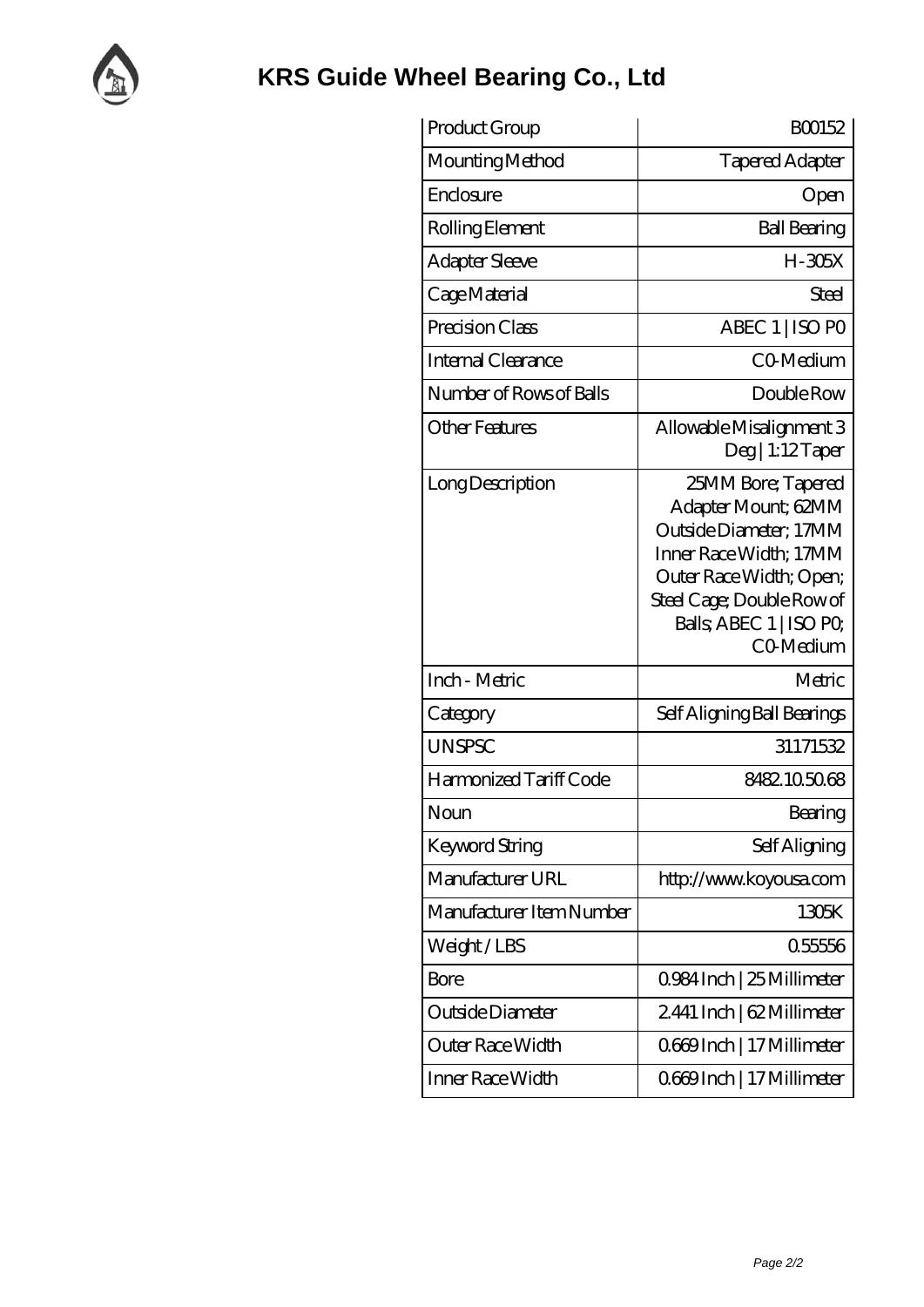# KRS Guide Wheel Bearing Co., Ltd

| | |
|---|---|
| Product Group | B00152 |
| Mounting Method | Tapered Adapter |
| Enclosure | Open |
| Rolling Element | Ball Bearing |
| Adapter Sleeve | H-305X |
| Cage Material | Steel |
| Precision Class | ABEC 1 \| ISO P0 |
| Internal Clearance | C0-Medium |
| Number of Rows of Balls | Double Row |
| Other Features | Allowable Misalignment 3 Deg \| 1:12 Taper |
| Long Description | 25MM Bore; Tapered Adapter Mount; 62MM Outside Diameter; 17MM Inner Race Width; 17MM Outer Race Width; Open; Steel Cage; Double Row of Balls; ABEC 1 \| ISO P0; C0-Medium |
| Inch - Metric | Metric |
| Category | Self Aligning Ball Bearings |
| UNSPSC | 31171532 |
| Harmonized Tariff Code | 8482.10.50.68 |
| Noun | Bearing |
| Keyword String | Self Aligning |
| Manufacturer URL | http://www.koyousa.com |
| Manufacturer Item Number | 1305K |
| Weight / LBS | 0.55556 |
| Bore | 0.984 Inch \| 25 Millimeter |
| Outside Diameter | 2.441 Inch \| 62 Millimeter |
| Outer Race Width | 0.669 Inch \| 17 Millimeter |
| Inner Race Width | 0.669 Inch \| 17 Millimeter |